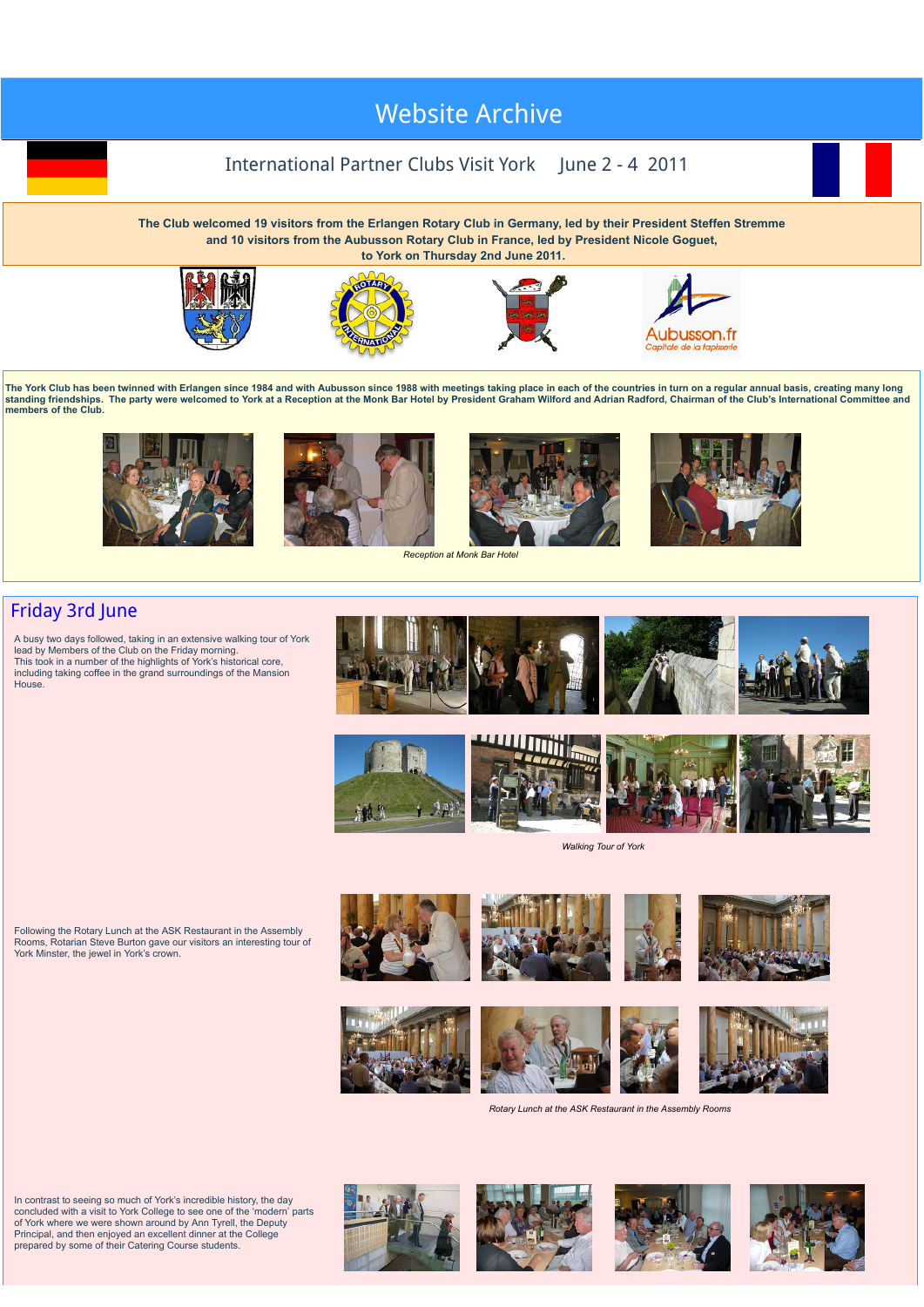# Website Archive

## International Partner Clubs Visit York June 2 - 4 2011

**The Club welcomed 19 visitors from the Erlangen Rotary Club in Germany, led by their President Steffen Stremme and 10 visitors from the Aubusson Rotary Club in France, led by President Nicole Goguet, to York on Thursday 2nd June 2011.**

Aubusson.fr
Capitale de la tapisserie

**The York Club has been twinned with Erlangen since 1984 and with Aubusson since 1988 with meetings taking place in each of the countries in turn on a regular annual basis, creating many long standing friendships. The party were welcomed to York at a Reception at the Monk Bar Hotel by President Graham Wilford and Adrian Radford, Chairman of the Club's International Committee and members of the Club.**

*Reception at Monk Bar Hotel*

## Friday 3rd June

A busy two days followed, taking in an extensive walking tour of York lead by Members of the Club on the Friday morning.
This took in a number of the highlights of York's historical core, including taking coffee in the grand surroundings of the Mansion House.

*Walking Tour of York*

Following the Rotary Lunch at the ASK Restaurant in the Assembly Rooms, Rotarian Steve Burton gave our visitors an interesting tour of York Minster, the jewel in York's crown.

*Rotary Lunch at the ASK Restaurant in the Assembly Rooms*

In contrast to seeing so much of York's incredible history, the day concluded with a visit to York College to see one of the 'modern' parts of York where we were shown around by Ann Tyrell, the Deputy Principal, and then enjoyed an excellent dinner at the College prepared by some of their Catering Course students.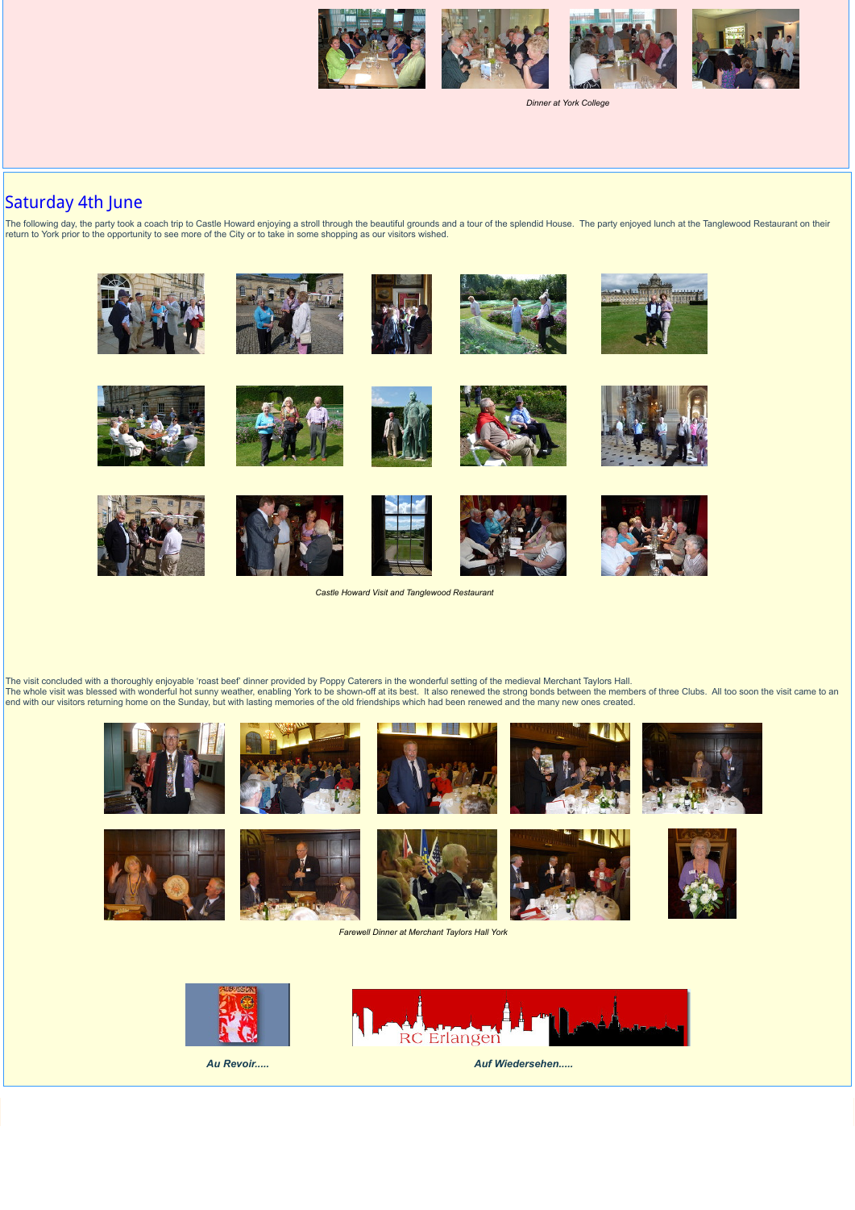*Dinner at York College*

## Saturday 4th June

The following day, the party took a coach trip to Castle Howard enjoying a stroll through the beautiful grounds and a tour of the splendid House. The party enjoyed lunch at the Tanglewood Restaurant on their return to York prior to the opportunity to see more of the City or to take in some shopping as our visitors wished.

*Castle Howard Visit and Tanglewood Restaurant*

The visit concluded with a thoroughly enjoyable 'roast beef' dinner provided by Poppy Caterers in the wonderful setting of the medieval Merchant Taylors Hall.
The whole visit was blessed with wonderful hot sunny weather, enabling York to be shown-off at its best. It also renewed the strong bonds between the members of three Clubs. All too soon the visit came to an end with our visitors returning home on the Sunday, but with lasting memories of the old friendships which had been renewed and the many new ones created.

*Farewell Dinner at Merchant Taylors Hall York*

***Au Revoir.....***

***Auf Wiedersehen.....***